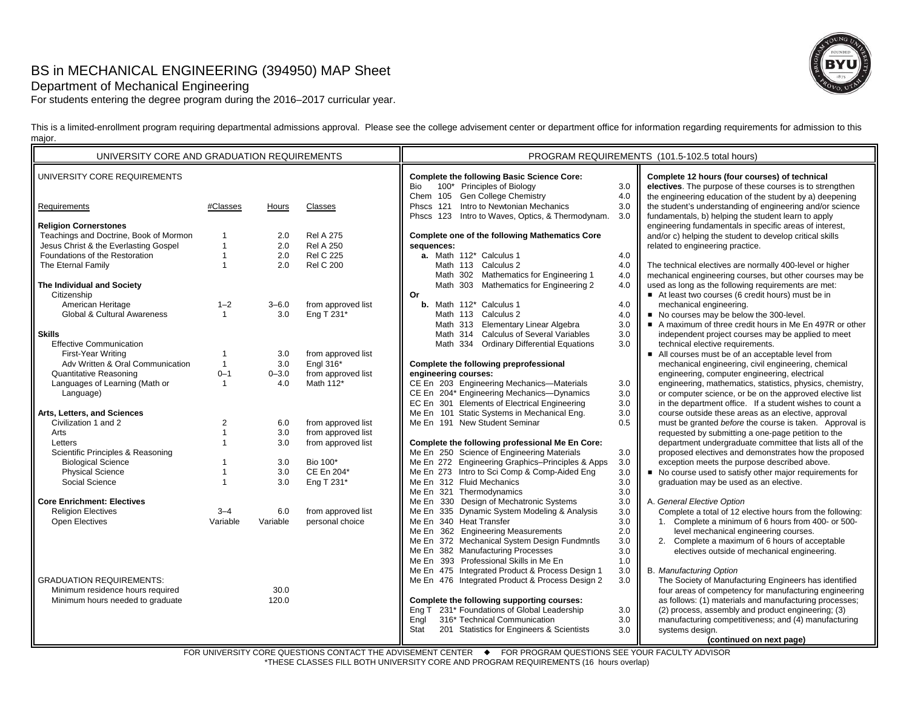# BS in MECHANICAL ENGINEERING (394950) MAP Sheet

Department of Mechanical Engineering

For students entering the degree program during the 2016–2017 curricular year.

This is a limited-enrollment program requiring departmental admissions approval. Please see the college advisement center or department office for information regarding requirements for admission to this major.

## UNIVERSITY CORE AND GRADUATION REQUIREMENTS

### UNIVERSITY CORE REQUIREMENTS

| Requirements | #Classes | Hours | Classes |
|---|---|---|---|
| **Religion Cornerstones** | | | |
| Teachings and Doctrine, Book of Mormon | 1 | 2.0 | Rel A 275 |
| Jesus Christ & the Everlasting Gospel | 1 | 2.0 | Rel A 250 |
| Foundations of the Restoration | 1 | 2.0 | Rel C 225 |
| The Eternal Family | 1 | 2.0 | Rel C 200 |
| **The Individual and Society** | | | |
| Citizenship | | | |
| American Heritage | 1–2 | 3–6.0 | from approved list |
| Global & Cultural Awareness | 1 | 3.0 | Eng T 231* |
| **Skills** | | | |
| Effective Communication | | | |
| First-Year Writing | 1 | 3.0 | from approved list |
| Adv Written & Oral Communication | 1 | 3.0 | Engl 316* |
| Quantitative Reasoning | 0–1 | 0–3.0 | from approved list |
| Languages of Learning (Math or Language) | 1 | 4.0 | Math 112* |
| **Arts, Letters, and Sciences** | | | |
| Civilization 1 and 2 | 2 | 6.0 | from approved list |
| Arts | 1 | 3.0 | from approved list |
| Letters | 1 | 3.0 | from approved list |
| Scientific Principles & Reasoning | | | |
| Biological Science | 1 | 3.0 | Bio 100* |
| Physical Science | 1 | 3.0 | CE En 204* |
| Social Science | 1 | 3.0 | Eng T 231* |
| **Core Enrichment: Electives** | | | |
| Religion Electives | 3–4 | 6.0 | from approved list |
| Open Electives | Variable | Variable | personal choice |

### GRADUATION REQUIREMENTS:

| | |
|---|---|
| Minimum residence hours required | 30.0 |
| Minimum hours needed to graduate | 120.0 |

## PROGRAM REQUIREMENTS (101.5-102.5 total hours)

**Complete the following Basic Science Core:**

| Course | Title | Hours |
|---|---|---|
| Bio 100* | Principles of Biology | 3.0 |
| Chem 105 | Gen College Chemistry | 4.0 |
| Phscs 121 | Intro to Newtonian Mechanics | 3.0 |
| Phscs 123 | Intro to Waves, Optics, & Thermodynam. | 3.0 |

**Complete one of the following Mathematics Core sequences:**

**a.**

| Course | Title | Hours |
|---|---|---|
| Math 112* | Calculus 1 | 4.0 |
| Math 113 | Calculus 2 | 4.0 |
| Math 302 | Mathematics for Engineering 1 | 4.0 |
| Math 303 | Mathematics for Engineering 2 | 4.0 |

**Or**

**b.**

| Course | Title | Hours |
|---|---|---|
| Math 112* | Calculus 1 | 4.0 |
| Math 113 | Calculus 2 | 4.0 |
| Math 313 | Elementary Linear Algebra | 3.0 |
| Math 314 | Calculus of Several Variables | 3.0 |
| Math 334 | Ordinary Differential Equations | 3.0 |

**Complete the following preprofessional engineering courses:**

| Course | Title | Hours |
|---|---|---|
| CE En 203 | Engineering Mechanics—Materials | 3.0 |
| CE En 204* | Engineering Mechanics—Dynamics | 3.0 |
| EC En 301 | Elements of Electrical Engineering | 3.0 |
| Me En 101 | Static Systems in Mechanical Eng. | 3.0 |
| Me En 191 | New Student Seminar | 0.5 |

**Complete the following professional Me En Core:**

| Course | Title | Hours |
|---|---|---|
| Me En 250 | Science of Engineering Materials | 3.0 |
| Me En 272 | Engineering Graphics–Principles & Apps | 3.0 |
| Me En 273 | Intro to Sci Comp & Comp-Aided Eng | 3.0 |
| Me En 312 | Fluid Mechanics | 3.0 |
| Me En 321 | Thermodynamics | 3.0 |
| Me En 330 | Design of Mechatronic Systems | 3.0 |
| Me En 335 | Dynamic System Modeling & Analysis | 3.0 |
| Me En 340 | Heat Transfer | 3.0 |
| Me En 362 | Engineering Measurements | 2.0 |
| Me En 372 | Mechanical System Design Fundmntls | 3.0 |
| Me En 382 | Manufacturing Processes | 3.0 |
| Me En 393 | Professional Skills in Me En | 1.0 |
| Me En 475 | Integrated Product & Process Design 1 | 3.0 |
| Me En 476 | Integrated Product & Process Design 2 | 3.0 |

**Complete the following supporting courses:**

| Course | Title | Hours |
|---|---|---|
| Eng T 231* | Foundations of Global Leadership | 3.0 |
| Engl 316* | Technical Communication | 3.0 |
| Stat 201 | Statistics for Engineers & Scientists | 3.0 |

**Complete 12 hours (four courses) of technical electives**. The purpose of these courses is to strengthen the engineering education of the student by a) deepening the student's understanding of engineering and/or science fundamentals, b) helping the student learn to apply engineering fundamentals in specific areas of interest, and/or c) helping the student to develop critical skills related to engineering practice.

The technical electives are normally 400-level or higher mechanical engineering courses, but other courses may be used as long as the following requirements are met:

- At least two courses (6 credit hours) must be in mechanical engineering.
- No courses may be below the 300-level.
- A maximum of three credit hours in Me En 497R or other independent project courses may be applied to meet technical elective requirements.
- All courses must be of an acceptable level from mechanical engineering, civil engineering, chemical engineering, computer engineering, electrical engineering, mathematics, statistics, physics, chemistry, or computer science, or be on the approved elective list in the department office. If a student wishes to count a course outside these areas as an elective, approval must be granted *before* the course is taken. Approval is requested by submitting a one-page petition to the department undergraduate committee that lists all of the proposed electives and demonstrates how the proposed exception meets the purpose described above.
- No course used to satisfy other major requirements for graduation may be used as an elective.

A. *General Elective Option*

Complete a total of 12 elective hours from the following:

1. Complete a minimum of 6 hours from 400- or 500-level mechanical engineering courses.
2. Complete a maximum of 6 hours of acceptable electives outside of mechanical engineering.

B. *Manufacturing Option*

The Society of Manufacturing Engineers has identified four areas of competency for manufacturing engineering as follows: (1) materials and manufacturing processes; (2) process, assembly and product engineering; (3) manufacturing competitiveness; and (4) manufacturing systems design.

**(continued on next page)**

FOR UNIVERSITY CORE QUESTIONS CONTACT THE ADVISEMENT CENTER ◆ FOR PROGRAM QUESTIONS SEE YOUR FACULTY ADVISOR

*THESE CLASSES FILL BOTH UNIVERSITY CORE AND PROGRAM REQUIREMENTS (16 hours overlap)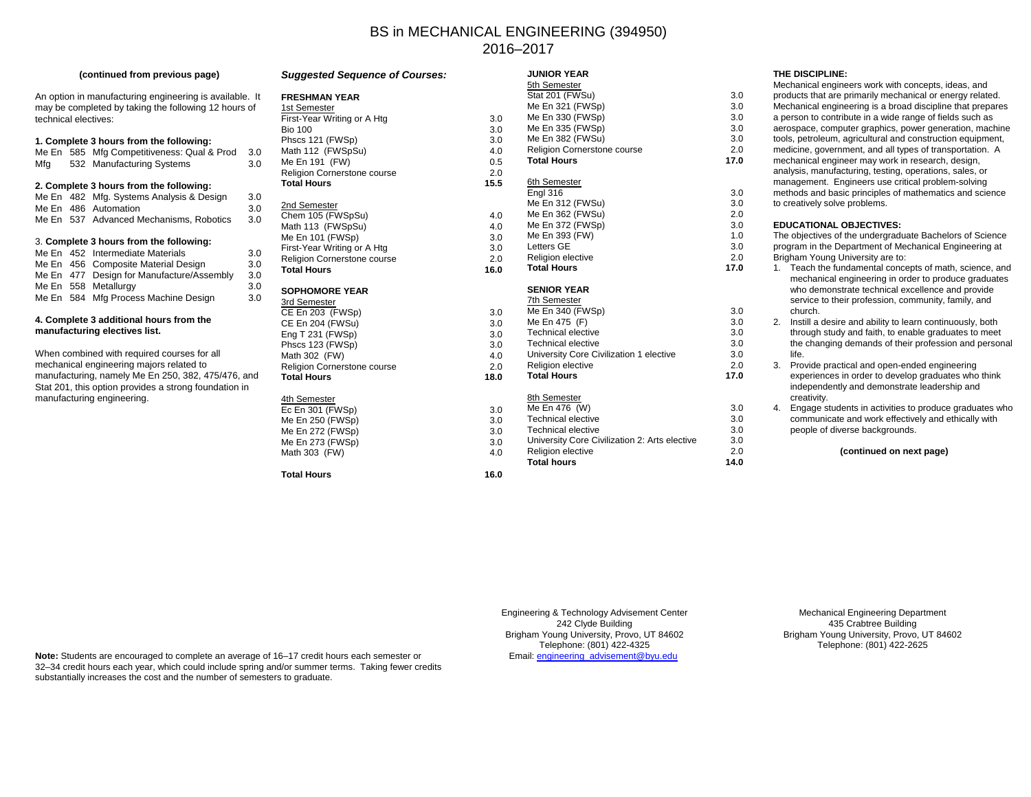# BS in MECHANICAL ENGINEERING (394950)
## 2016–2017

**(continued from previous page)**

An option in manufacturing engineering is available. It may be completed by taking the following 12 hours of technical electives:

**1. Complete 3 hours from the following:**

| | | | |
|---|---|---|---|
| Me En | 585 | Mfg Competitiveness: Qual & Prod | 3.0 |
| Mfg | 532 | Manufacturing Systems | 3.0 |

**2. Complete 3 hours from the following:**

| | | | |
|---|---|---|---|
| Me En | 482 | Mfg. Systems Analysis & Design | 3.0 |
| Me En | 486 | Automation | 3.0 |
| Me En | 537 | Advanced Mechanisms, Robotics | 3.0 |

3. **Complete 3 hours from the following:**

| | | | |
|---|---|---|---|
| Me En | 452 | Intermediate Materials | 3.0 |
| Me En | 456 | Composite Material Design | 3.0 |
| Me En | 477 | Design for Manufacture/Assembly | 3.0 |
| Me En | 558 | Metallurgy | 3.0 |
| Me En | 584 | Mfg Process Machine Design | 3.0 |

**4. Complete 3 additional hours from the manufacturing electives list.**

When combined with required courses for all mechanical engineering majors related to manufacturing, namely Me En 250, 382, 475/476, and Stat 201, this option provides a strong foundation in manufacturing engineering.

### *Suggested Sequence of Courses:*

**FRESHMAN YEAR**

| 1st Semester | |
|---|---|
| First-Year Writing or A Htg | 3.0 |
| Bio 100 | 3.0 |
| Phscs 121 (FWSp) | 3.0 |
| Math 112 (FWSpSu) | 4.0 |
| Me En 191 (FW) | 0.5 |
| Religion Cornerstone course | 2.0 |
| **Total Hours** | **15.5** |

| 2nd Semester | |
|---|---|
| Chem 105 (FWSpSu) | 4.0 |
| Math 113 (FWSpSu) | 4.0 |
| Me En 101 (FWSp) | 3.0 |
| First-Year Writing or A Htg | 3.0 |
| Religion Cornerstone course | 2.0 |
| **Total Hours** | **16.0** |

**SOPHOMORE YEAR**

| 3rd Semester | |
|---|---|
| CE En 203 (FWSp) | 3.0 |
| CE En 204 (FWSu) | 3.0 |
| Eng T 231 (FWSp) | 3.0 |
| Phscs 123 (FWSp) | 3.0 |
| Math 302 (FW) | 4.0 |
| Religion Cornerstone course | 2.0 |
| **Total Hours** | **18.0** |

| 4th Semester | |
|---|---|
| Ec En 301 (FWSp) | 3.0 |
| Me En 250 (FWSp) | 3.0 |
| Me En 272 (FWSp) | 3.0 |
| Me En 273 (FWSp) | 3.0 |
| Math 303 (FW) | 4.0 |
| **Total Hours** | **16.0** |

**JUNIOR YEAR**

| 5th Semester | |
|---|---|
| Stat 201 (FWSu) | 3.0 |
| Me En 321 (FWSp) | 3.0 |
| Me En 330 (FWSp) | 3.0 |
| Me En 335 (FWSp) | 3.0 |
| Me En 382 (FWSu) | 3.0 |
| Religion Cornerstone course | 2.0 |
| **Total Hours** | **17.0** |

| 6th Semester | |
|---|---|
| Engl 316 | 3.0 |
| Me En 312 (FWSu) | 3.0 |
| Me En 362 (FWSu) | 2.0 |
| Me En 372 (FWSp) | 3.0 |
| Me En 393 (FW) | 1.0 |
| Letters GE | 3.0 |
| Religion elective | 2.0 |
| **Total Hours** | **17.0** |

**SENIOR YEAR**

| 7th Semester | |
|---|---|
| Me En 340 (FWSp) | 3.0 |
| Me En 475 (F) | 3.0 |
| Technical elective | 3.0 |
| Technical elective | 3.0 |
| University Core Civilization 1 elective | 3.0 |
| Religion elective | 2.0 |
| **Total Hours** | **17.0** |

| 8th Semester | |
|---|---|
| Me En 476 (W) | 3.0 |
| Technical elective | 3.0 |
| Technical elective | 3.0 |
| University Core Civilization 2: Arts elective | 3.0 |
| Religion elective | 2.0 |
| **Total hours** | **14.0** |

**THE DISCIPLINE:**

Mechanical engineers work with concepts, ideas, and products that are primarily mechanical or energy related. Mechanical engineering is a broad discipline that prepares a person to contribute in a wide range of fields such as aerospace, computer graphics, power generation, machine tools, petroleum, agricultural and construction equipment, medicine, government, and all types of transportation. A mechanical engineer may work in research, design, analysis, manufacturing, testing, operations, sales, or management. Engineers use critical problem-solving methods and basic principles of mathematics and science to creatively solve problems.

**EDUCATIONAL OBJECTIVES:**

The objectives of the undergraduate Bachelors of Science program in the Department of Mechanical Engineering at Brigham Young University are to:

1. Teach the fundamental concepts of math, science, and mechanical engineering in order to produce graduates who demonstrate technical excellence and provide service to their profession, community, family, and church.
2. Instill a desire and ability to learn continuously, both through study and faith, to enable graduates to meet the changing demands of their profession and personal life.
3. Provide practical and open-ended engineering experiences in order to develop graduates who think independently and demonstrate leadership and creativity.
4. Engage students in activities to produce graduates who communicate and work effectively and ethically with people of diverse backgrounds.

**(continued on next page)**

Engineering & Technology Advisement Center
242 Clyde Building
Brigham Young University, Provo, UT 84602
Telephone: (801) 422-4325
Email: engineering_advisement@byu.edu

Mechanical Engineering Department
435 Crabtree Building
Brigham Young University, Provo, UT 84602
Telephone: (801) 422-2625

**Note:** Students are encouraged to complete an average of 16–17 credit hours each semester or 32–34 credit hours each year, which could include spring and/or summer terms. Taking fewer credits substantially increases the cost and the number of semesters to graduate.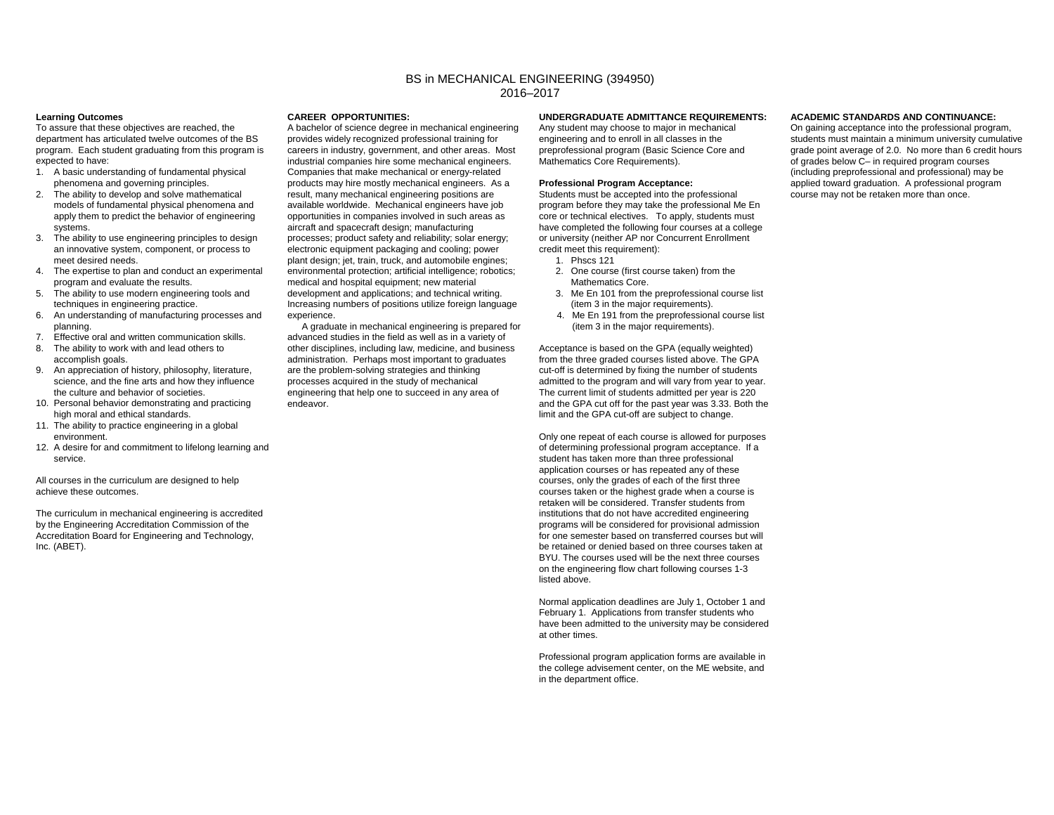# BS in MECHANICAL ENGINEERING (394950)
## 2016–2017

**Learning Outcomes**

To assure that these objectives are reached, the department has articulated twelve outcomes of the BS program. Each student graduating from this program is expected to have:

1. A basic understanding of fundamental physical phenomena and governing principles.
2. The ability to develop and solve mathematical models of fundamental physical phenomena and apply them to predict the behavior of engineering systems.
3. The ability to use engineering principles to design an innovative system, component, or process to meet desired needs.
4. The expertise to plan and conduct an experimental program and evaluate the results.
5. The ability to use modern engineering tools and techniques in engineering practice.
6. An understanding of manufacturing processes and planning.
7. Effective oral and written communication skills.
8. The ability to work with and lead others to accomplish goals.
9. An appreciation of history, philosophy, literature, science, and the fine arts and how they influence the culture and behavior of societies.
10. Personal behavior demonstrating and practicing high moral and ethical standards.
11. The ability to practice engineering in a global environment.
12. A desire for and commitment to lifelong learning and service.

All courses in the curriculum are designed to help achieve these outcomes.

The curriculum in mechanical engineering is accredited by the Engineering Accreditation Commission of the Accreditation Board for Engineering and Technology, Inc. (ABET).

**CAREER OPPORTUNITIES:**

A bachelor of science degree in mechanical engineering provides widely recognized professional training for careers in industry, government, and other areas. Most industrial companies hire some mechanical engineers. Companies that make mechanical or energy-related products may hire mostly mechanical engineers. As a result, many mechanical engineering positions are available worldwide. Mechanical engineers have job opportunities in companies involved in such areas as aircraft and spacecraft design; manufacturing processes; product safety and reliability; solar energy; electronic equipment packaging and cooling; power plant design; jet, train, truck, and automobile engines; environmental protection; artificial intelligence; robotics; medical and hospital equipment; new material development and applications; and technical writing. Increasing numbers of positions utilize foreign language experience.

A graduate in mechanical engineering is prepared for advanced studies in the field as well as in a variety of other disciplines, including law, medicine, and business administration. Perhaps most important to graduates are the problem-solving strategies and thinking processes acquired in the study of mechanical engineering that help one to succeed in any area of endeavor.

**UNDERGRADUATE ADMITTANCE REQUIREMENTS:**

Any student may choose to major in mechanical engineering and to enroll in all classes in the preprofessional program (Basic Science Core and Mathematics Core Requirements).

**Professional Program Acceptance:**

Students must be accepted into the professional program before they may take the professional Me En core or technical electives. To apply, students must have completed the following four courses at a college or university (neither AP nor Concurrent Enrollment credit meet this requirement):

1. Phscs 121
2. One course (first course taken) from the Mathematics Core.
3. Me En 101 from the preprofessional course list (item 3 in the major requirements).
4. Me En 191 from the preprofessional course list (item 3 in the major requirements).

Acceptance is based on the GPA (equally weighted) from the three graded courses listed above. The GPA cut-off is determined by fixing the number of students admitted to the program and will vary from year to year. The current limit of students admitted per year is 220 and the GPA cut off for the past year was 3.33. Both the limit and the GPA cut-off are subject to change.

Only one repeat of each course is allowed for purposes of determining professional program acceptance. If a student has taken more than three professional application courses or has repeated any of these courses, only the grades of each of the first three courses taken or the highest grade when a course is retaken will be considered. Transfer students from institutions that do not have accredited engineering programs will be considered for provisional admission for one semester based on transferred courses but will be retained or denied based on three courses taken at BYU. The courses used will be the next three courses on the engineering flow chart following courses 1-3 listed above.

Normal application deadlines are July 1, October 1 and February 1. Applications from transfer students who have been admitted to the university may be considered at other times.

Professional program application forms are available in the college advisement center, on the ME website, and in the department office.

**ACADEMIC STANDARDS AND CONTINUANCE:**

On gaining acceptance into the professional program, students must maintain a minimum university cumulative grade point average of 2.0. No more than 6 credit hours of grades below C– in required program courses (including preprofessional and professional) may be applied toward graduation. A professional program course may not be retaken more than once.